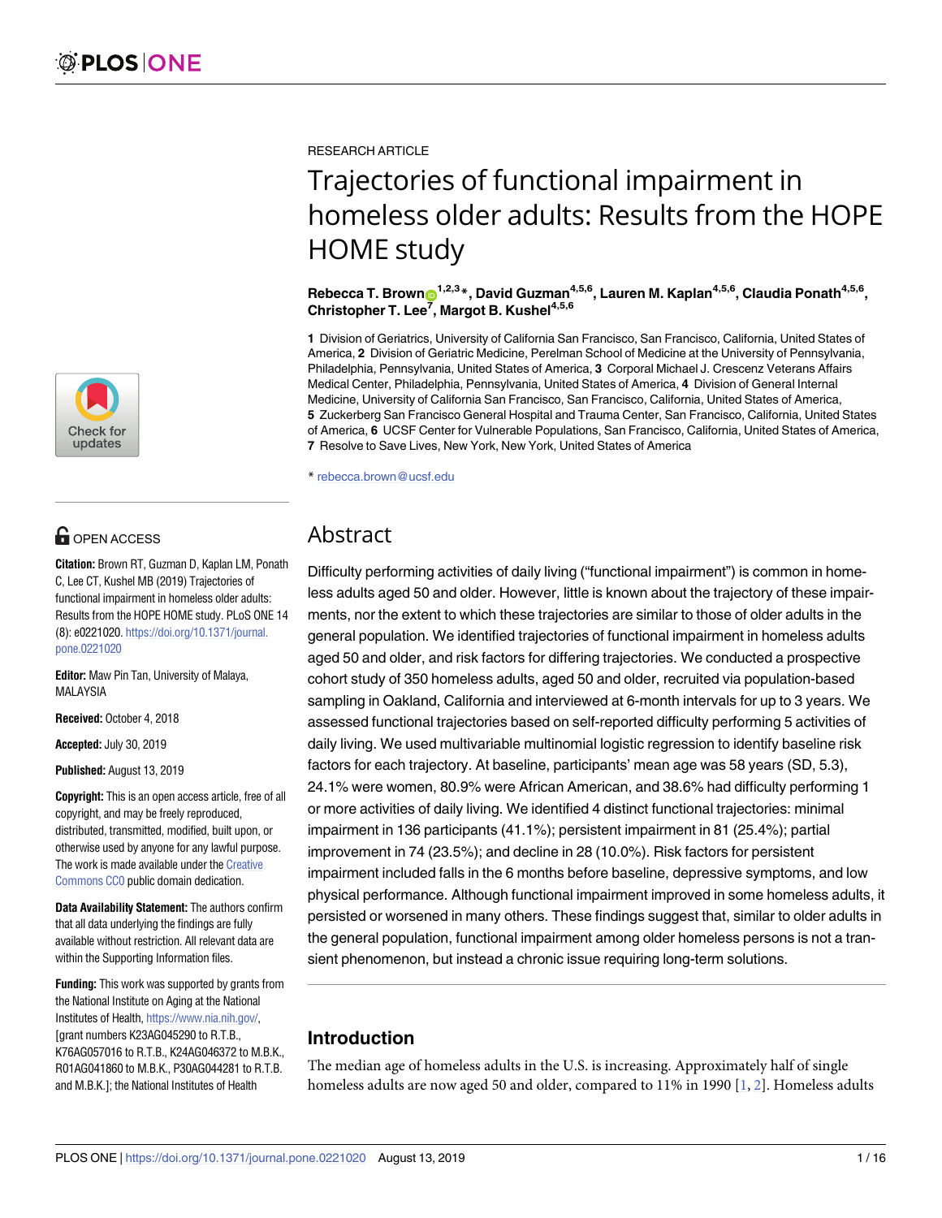RESEARCH ARTICLE

# Trajectories of functional impairment in homeless older adults: Results from the HOPE HOME study

**Rebecca T. Brown[1,2,3]*, David Guzman[4,5,6], Lauren M. Kaplan[4,5,6], Claudia Ponath[4,5,6], Christopher T. Lee[7], Margot B. Kushel[4,5,6]**

**1** Division of Geriatrics, University of California San Francisco, San Francisco, California, United States of America, **2** Division of Geriatric Medicine, Perelman School of Medicine at the University of Pennsylvania, Philadelphia, Pennsylvania, United States of America, **3** Corporal Michael J. Crescenz Veterans Affairs Medical Center, Philadelphia, Pennsylvania, United States of America, **4** Division of General Internal Medicine, University of California San Francisco, San Francisco, California, United States of America, **5** Zuckerberg San Francisco General Hospital and Trauma Center, San Francisco, California, United States of America, **6** UCSF Center for Vulnerable Populations, San Francisco, California, United States of America, **7** Resolve to Save Lives, New York, New York, United States of America

* rebecca.brown@ucsf.edu

OPEN ACCESS

**Citation:** Brown RT, Guzman D, Kaplan LM, Ponath C, Lee CT, Kushel MB (2019) Trajectories of functional impairment in homeless older adults: Results from the HOPE HOME study. PLoS ONE 14 (8): e0221020. https://doi.org/10.1371/journal.pone.0221020

**Editor:** Maw Pin Tan, University of Malaya, MALAYSIA

**Received:** October 4, 2018

**Accepted:** July 30, 2019

**Published:** August 13, 2019

**Copyright:** This is an open access article, free of all copyright, and may be freely reproduced, distributed, transmitted, modified, built upon, or otherwise used by anyone for any lawful purpose. The work is made available under the Creative Commons CC0 public domain dedication.

**Data Availability Statement:** The authors confirm that all data underlying the findings are fully available without restriction. All relevant data are within the Supporting Information files.

**Funding:** This work was supported by grants from the National Institute on Aging at the National Institutes of Health, https://www.nia.nih.gov/, [grant numbers K23AG045290 to R.T.B., K76AG057016 to R.T.B., K24AG046372 to M.B.K., R01AG041860 to M.B.K., P30AG044281 to R.T.B. and M.B.K.]; the National Institutes of Health

## Abstract

Difficulty performing activities of daily living ("functional impairment") is common in homeless adults aged 50 and older. However, little is known about the trajectory of these impairments, nor the extent to which these trajectories are similar to those of older adults in the general population. We identified trajectories of functional impairment in homeless adults aged 50 and older, and risk factors for differing trajectories. We conducted a prospective cohort study of 350 homeless adults, aged 50 and older, recruited via population-based sampling in Oakland, California and interviewed at 6-month intervals for up to 3 years. We assessed functional trajectories based on self-reported difficulty performing 5 activities of daily living. We used multivariable multinomial logistic regression to identify baseline risk factors for each trajectory. At baseline, participants' mean age was 58 years (SD, 5.3), 24.1% were women, 80.9% were African American, and 38.6% had difficulty performing 1 or more activities of daily living. We identified 4 distinct functional trajectories: minimal impairment in 136 participants (41.1%); persistent impairment in 81 (25.4%); partial improvement in 74 (23.5%); and decline in 28 (10.0%). Risk factors for persistent impairment included falls in the 6 months before baseline, depressive symptoms, and low physical performance. Although functional impairment improved in some homeless adults, it persisted or worsened in many others. These findings suggest that, similar to older adults in the general population, functional impairment among older homeless persons is not a transient phenomenon, but instead a chronic issue requiring long-term solutions.

## Introduction

The median age of homeless adults in the U.S. is increasing. Approximately half of single homeless adults are now aged 50 and older, compared to 11% in 1990 [1, 2]. Homeless adults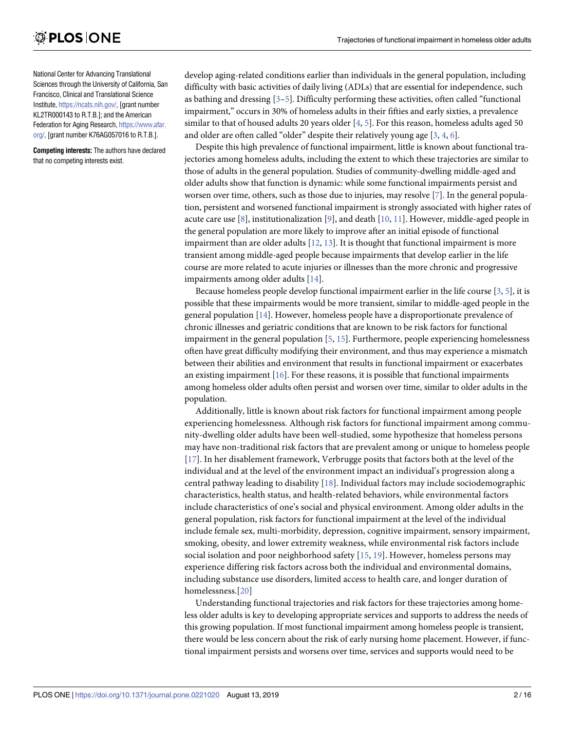National Center for Advancing Translational Sciences through the University of California, San Francisco, Clinical and Translational Science Institute, https://ncats.nih.gov/, [grant number KL2TR000143 to R.T.B.]; and the American Federation for Aging Research, https://www.afar.org/, [grant number K76AG057016 to R.T.B.].

**Competing interests:** The authors have declared that no competing interests exist.

develop aging-related conditions earlier than individuals in the general population, including difficulty with basic activities of daily living (ADLs) that are essential for independence, such as bathing and dressing [3–5]. Difficulty performing these activities, often called "functional impairment," occurs in 30% of homeless adults in their fifties and early sixties, a prevalence similar to that of housed adults 20 years older [4, 5]. For this reason, homeless adults aged 50 and older are often called "older" despite their relatively young age [3, 4, 6].

Despite this high prevalence of functional impairment, little is known about functional trajectories among homeless adults, including the extent to which these trajectories are similar to those of adults in the general population. Studies of community-dwelling middle-aged and older adults show that function is dynamic: while some functional impairments persist and worsen over time, others, such as those due to injuries, may resolve [7]. In the general population, persistent and worsened functional impairment is strongly associated with higher rates of acute care use [8], institutionalization [9], and death [10, 11]. However, middle-aged people in the general population are more likely to improve after an initial episode of functional impairment than are older adults [12, 13]. It is thought that functional impairment is more transient among middle-aged people because impairments that develop earlier in the life course are more related to acute injuries or illnesses than the more chronic and progressive impairments among older adults [14].

Because homeless people develop functional impairment earlier in the life course [3, 5], it is possible that these impairments would be more transient, similar to middle-aged people in the general population [14]. However, homeless people have a disproportionate prevalence of chronic illnesses and geriatric conditions that are known to be risk factors for functional impairment in the general population [5, 15]. Furthermore, people experiencing homelessness often have great difficulty modifying their environment, and thus may experience a mismatch between their abilities and environment that results in functional impairment or exacerbates an existing impairment [16]. For these reasons, it is possible that functional impairments among homeless older adults often persist and worsen over time, similar to older adults in the population.

Additionally, little is known about risk factors for functional impairment among people experiencing homelessness. Although risk factors for functional impairment among community-dwelling older adults have been well-studied, some hypothesize that homeless persons may have non-traditional risk factors that are prevalent among or unique to homeless people [17]. In her disablement framework, Verbrugge posits that factors both at the level of the individual and at the level of the environment impact an individual's progression along a central pathway leading to disability [18]. Individual factors may include sociodemographic characteristics, health status, and health-related behaviors, while environmental factors include characteristics of one's social and physical environment. Among older adults in the general population, risk factors for functional impairment at the level of the individual include female sex, multi-morbidity, depression, cognitive impairment, sensory impairment, smoking, obesity, and lower extremity weakness, while environmental risk factors include social isolation and poor neighborhood safety [15, 19]. However, homeless persons may experience differing risk factors across both the individual and environmental domains, including substance use disorders, limited access to health care, and longer duration of homelessness.[20]

Understanding functional trajectories and risk factors for these trajectories among homeless older adults is key to developing appropriate services and supports to address the needs of this growing population. If most functional impairment among homeless people is transient, there would be less concern about the risk of early nursing home placement. However, if functional impairment persists and worsens over time, services and supports would need to be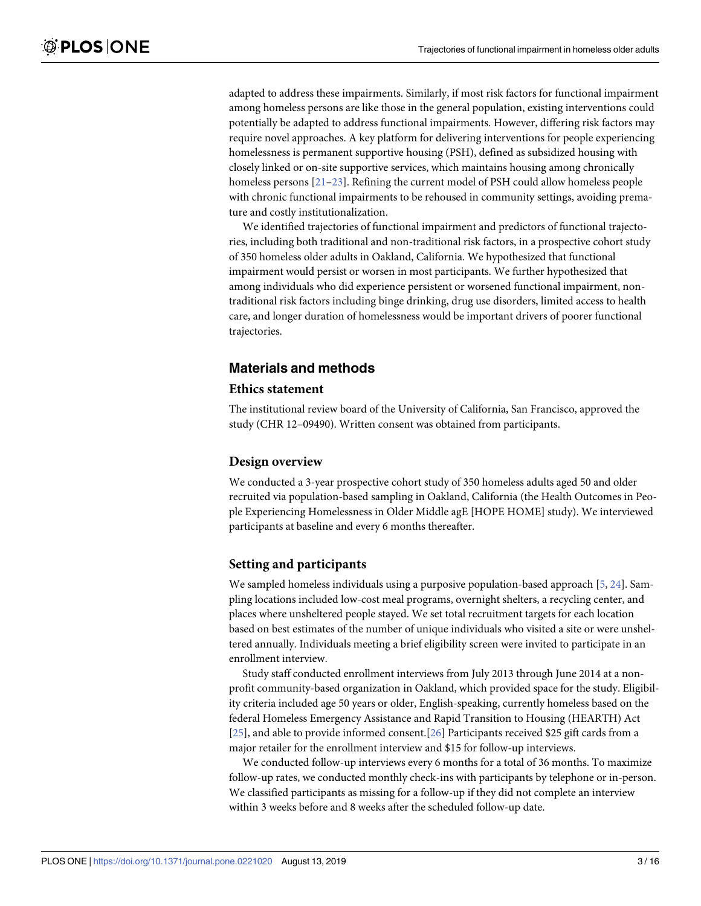adapted to address these impairments. Similarly, if most risk factors for functional impairment among homeless persons are like those in the general population, existing interventions could potentially be adapted to address functional impairments. However, differing risk factors may require novel approaches. A key platform for delivering interventions for people experiencing homelessness is permanent supportive housing (PSH), defined as subsidized housing with closely linked or on-site supportive services, which maintains housing among chronically homeless persons [21–23]. Refining the current model of PSH could allow homeless people with chronic functional impairments to be rehoused in community settings, avoiding premature and costly institutionalization.

We identified trajectories of functional impairment and predictors of functional trajectories, including both traditional and non-traditional risk factors, in a prospective cohort study of 350 homeless older adults in Oakland, California. We hypothesized that functional impairment would persist or worsen in most participants. We further hypothesized that among individuals who did experience persistent or worsened functional impairment, non-traditional risk factors including binge drinking, drug use disorders, limited access to health care, and longer duration of homelessness would be important drivers of poorer functional trajectories.

## Materials and methods

### Ethics statement

The institutional review board of the University of California, San Francisco, approved the study (CHR 12–09490). Written consent was obtained from participants.

### Design overview

We conducted a 3-year prospective cohort study of 350 homeless adults aged 50 and older recruited via population-based sampling in Oakland, California (the Health Outcomes in People Experiencing Homelessness in Older Middle agE [HOPE HOME] study). We interviewed participants at baseline and every 6 months thereafter.

### Setting and participants

We sampled homeless individuals using a purposive population-based approach [5, 24]. Sampling locations included low-cost meal programs, overnight shelters, a recycling center, and places where unsheltered people stayed. We set total recruitment targets for each location based on best estimates of the number of unique individuals who visited a site or were unsheltered annually. Individuals meeting a brief eligibility screen were invited to participate in an enrollment interview.

Study staff conducted enrollment interviews from July 2013 through June 2014 at a non-profit community-based organization in Oakland, which provided space for the study. Eligibility criteria included age 50 years or older, English-speaking, currently homeless based on the federal Homeless Emergency Assistance and Rapid Transition to Housing (HEARTH) Act [25], and able to provide informed consent.[26] Participants received $25 gift cards from a major retailer for the enrollment interview and $15 for follow-up interviews.

We conducted follow-up interviews every 6 months for a total of 36 months. To maximize follow-up rates, we conducted monthly check-ins with participants by telephone or in-person. We classified participants as missing for a follow-up if they did not complete an interview within 3 weeks before and 8 weeks after the scheduled follow-up date.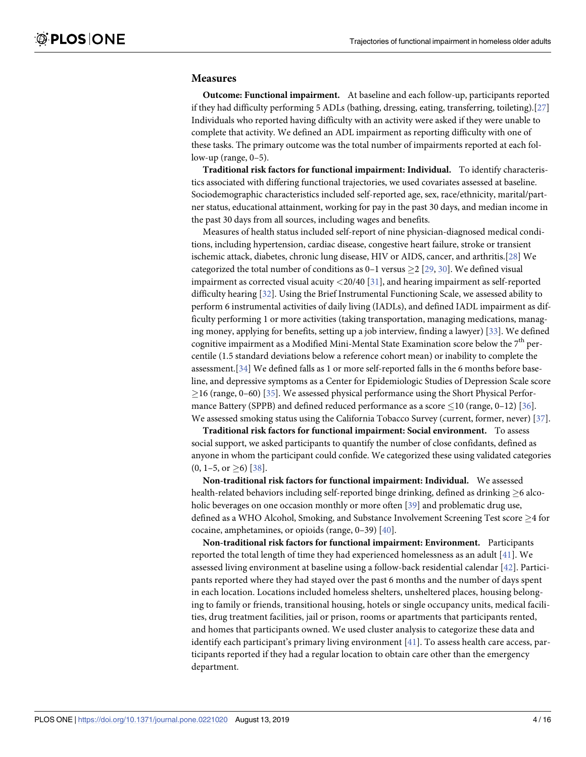### Measures

**Outcome: Functional impairment.** At baseline and each follow-up, participants reported if they had difficulty performing 5 ADLs (bathing, dressing, eating, transferring, toileting).[27] Individuals who reported having difficulty with an activity were asked if they were unable to complete that activity. We defined an ADL impairment as reporting difficulty with one of these tasks. The primary outcome was the total number of impairments reported at each follow-up (range, 0–5).

**Traditional risk factors for functional impairment: Individual.** To identify characteristics associated with differing functional trajectories, we used covariates assessed at baseline. Sociodemographic characteristics included self-reported age, sex, race/ethnicity, marital/partner status, educational attainment, working for pay in the past 30 days, and median income in the past 30 days from all sources, including wages and benefits.

Measures of health status included self-report of nine physician-diagnosed medical conditions, including hypertension, cardiac disease, congestive heart failure, stroke or transient ischemic attack, diabetes, chronic lung disease, HIV or AIDS, cancer, and arthritis.[28] We categorized the total number of conditions as 0–1 versus $\geq$2 [29, 30]. We defined visual impairment as corrected visual acuity <20/40 [31], and hearing impairment as self-reported difficulty hearing [32]. Using the Brief Instrumental Functioning Scale, we assessed ability to perform 6 instrumental activities of daily living (IADLs), and defined IADL impairment as difficulty performing 1 or more activities (taking transportation, managing medications, managing money, applying for benefits, setting up a job interview, finding a lawyer) [33]. We defined cognitive impairment as a Modified Mini-Mental State Examination score below the 7th percentile (1.5 standard deviations below a reference cohort mean) or inability to complete the assessment.[34] We defined falls as 1 or more self-reported falls in the 6 months before baseline, and depressive symptoms as a Center for Epidemiologic Studies of Depression Scale score $\geq$16 (range, 0–60) [35]. We assessed physical performance using the Short Physical Performance Battery (SPPB) and defined reduced performance as a score $\leq$10 (range, 0–12) [36]. We assessed smoking status using the California Tobacco Survey (current, former, never) [37].

**Traditional risk factors for functional impairment: Social environment.** To assess social support, we asked participants to quantify the number of close confidants, defined as anyone in whom the participant could confide. We categorized these using validated categories (0, 1–5, or $\geq$6) [38].

**Non-traditional risk factors for functional impairment: Individual.** We assessed health-related behaviors including self-reported binge drinking, defined as drinking $\geq$6 alcoholic beverages on one occasion monthly or more often [39] and problematic drug use, defined as a WHO Alcohol, Smoking, and Substance Involvement Screening Test score $\geq$4 for cocaine, amphetamines, or opioids (range, 0–39) [40].

**Non-traditional risk factors for functional impairment: Environment.** Participants reported the total length of time they had experienced homelessness as an adult [41]. We assessed living environment at baseline using a follow-back residential calendar [42]. Participants reported where they had stayed over the past 6 months and the number of days spent in each location. Locations included homeless shelters, unsheltered places, housing belonging to family or friends, transitional housing, hotels or single occupancy units, medical facilities, drug treatment facilities, jail or prison, rooms or apartments that participants rented, and homes that participants owned. We used cluster analysis to categorize these data and identify each participant's primary living environment [41]. To assess health care access, participants reported if they had a regular location to obtain care other than the emergency department.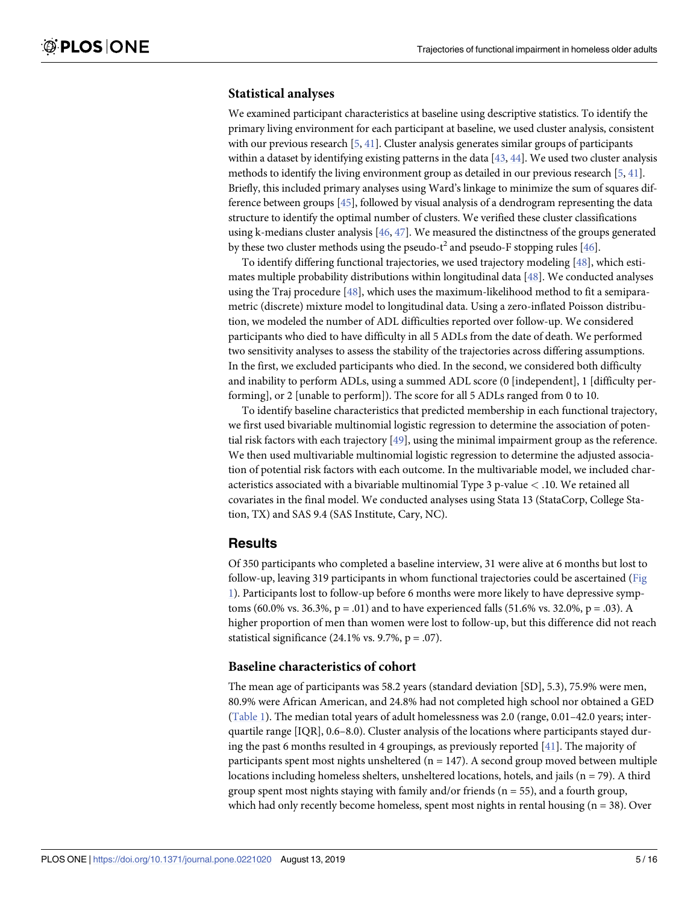## Statistical analyses

We examined participant characteristics at baseline using descriptive statistics. To identify the primary living environment for each participant at baseline, we used cluster analysis, consistent with our previous research [5, 41]. Cluster analysis generates similar groups of participants within a dataset by identifying existing patterns in the data [43, 44]. We used two cluster analysis methods to identify the living environment group as detailed in our previous research [5, 41]. Briefly, this included primary analyses using Ward's linkage to minimize the sum of squares difference between groups [45], followed by visual analysis of a dendrogram representing the data structure to identify the optimal number of clusters. We verified these cluster classifications using k-medians cluster analysis [46, 47]. We measured the distinctness of the groups generated by these two cluster methods using the pseudo-$t^2$ and pseudo-F stopping rules [46].

To identify differing functional trajectories, we used trajectory modeling [48], which estimates multiple probability distributions within longitudinal data [48]. We conducted analyses using the Traj procedure [48], which uses the maximum-likelihood method to fit a semiparametric (discrete) mixture model to longitudinal data. Using a zero-inflated Poisson distribution, we modeled the number of ADL difficulties reported over follow-up. We considered participants who died to have difficulty in all 5 ADLs from the date of death. We performed two sensitivity analyses to assess the stability of the trajectories across differing assumptions. In the first, we excluded participants who died. In the second, we considered both difficulty and inability to perform ADLs, using a summed ADL score (0 [independent], 1 [difficulty performing], or 2 [unable to perform]). The score for all 5 ADLs ranged from 0 to 10.

To identify baseline characteristics that predicted membership in each functional trajectory, we first used bivariable multinomial logistic regression to determine the association of potential risk factors with each trajectory [49], using the minimal impairment group as the reference. We then used multivariable multinomial logistic regression to determine the adjusted association of potential risk factors with each outcome. In the multivariable model, we included characteristics associated with a bivariable multinomial Type 3 p-value $< .10$. We retained all covariates in the final model. We conducted analyses using Stata 13 (StataCorp, College Station, TX) and SAS 9.4 (SAS Institute, Cary, NC).

# Results

Of 350 participants who completed a baseline interview, 31 were alive at 6 months but lost to follow-up, leaving 319 participants in whom functional trajectories could be ascertained (Fig 1). Participants lost to follow-up before 6 months were more likely to have depressive symptoms (60.0% vs. 36.3%, $p = .01$) and to have experienced falls (51.6% vs. 32.0%, $p = .03$). A higher proportion of men than women were lost to follow-up, but this difference did not reach statistical significance (24.1% vs. 9.7%, $p = .07$).

## Baseline characteristics of cohort

The mean age of participants was 58.2 years (standard deviation [SD], 5.3), 75.9% were men, 80.9% were African American, and 24.8% had not completed high school nor obtained a GED (Table 1). The median total years of adult homelessness was 2.0 (range, 0.01–42.0 years; interquartile range [IQR], 0.6–8.0). Cluster analysis of the locations where participants stayed during the past 6 months resulted in 4 groupings, as previously reported [41]. The majority of participants spent most nights unsheltered (n = 147). A second group moved between multiple locations including homeless shelters, unsheltered locations, hotels, and jails (n = 79). A third group spent most nights staying with family and/or friends (n = 55), and a fourth group, which had only recently become homeless, spent most nights in rental housing (n = 38). Over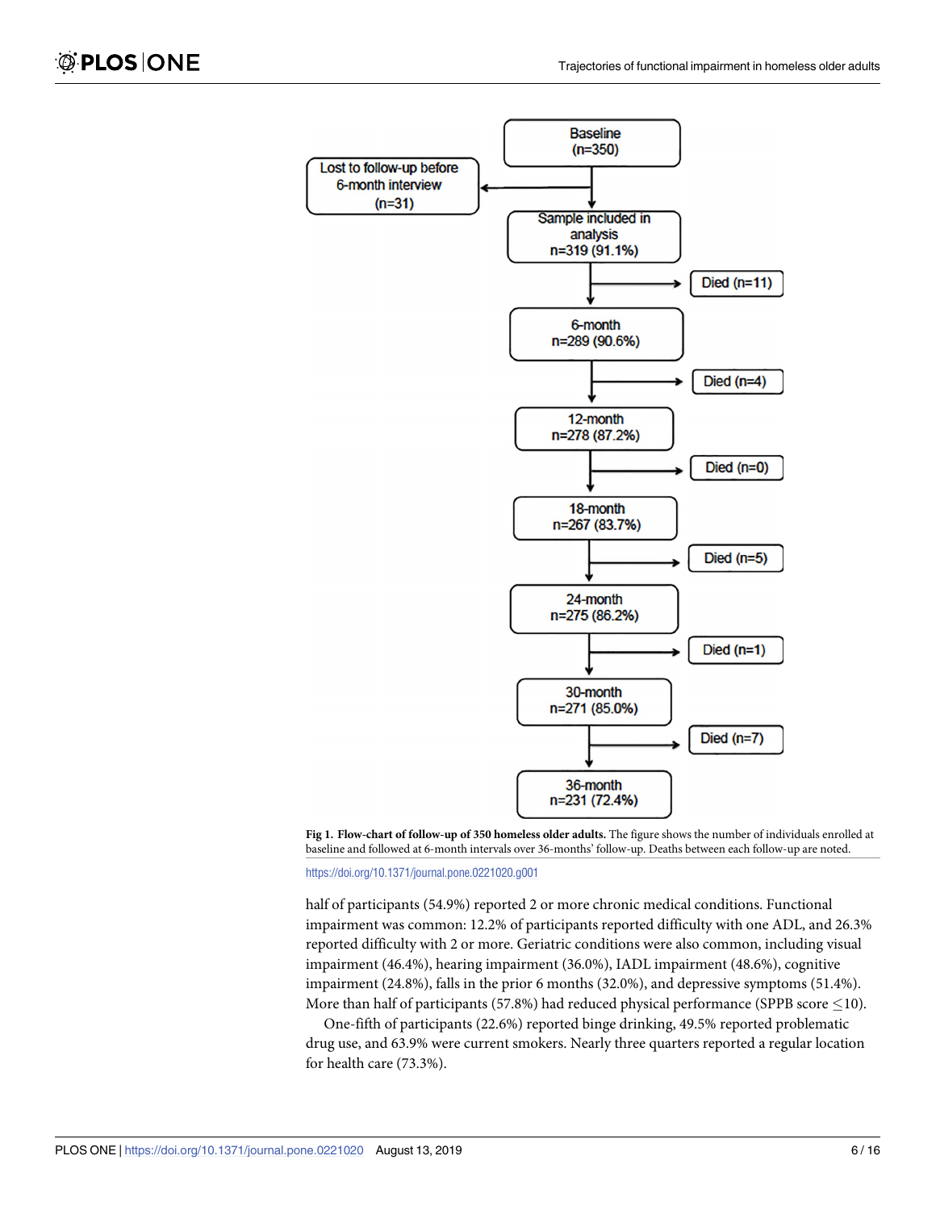**Fig 1. Flow-chart of follow-up of 350 homeless older adults.** The figure shows the number of individuals enrolled at baseline and followed at 6-month intervals over 36-months' follow-up. Deaths between each follow-up are noted.

https://doi.org/10.1371/journal.pone.0221020.g001

half of participants (54.9%) reported 2 or more chronic medical conditions. Functional impairment was common: 12.2% of participants reported difficulty with one ADL, and 26.3% reported difficulty with 2 or more. Geriatric conditions were also common, including visual impairment (46.4%), hearing impairment (36.0%), IADL impairment (48.6%), cognitive impairment (24.8%), falls in the prior 6 months (32.0%), and depressive symptoms (51.4%). More than half of participants (57.8%) had reduced physical performance (SPPB score $\leq$10).

One-fifth of participants (22.6%) reported binge drinking, 49.5% reported problematic drug use, and 63.9% were current smokers. Nearly three quarters reported a regular location for health care (73.3%).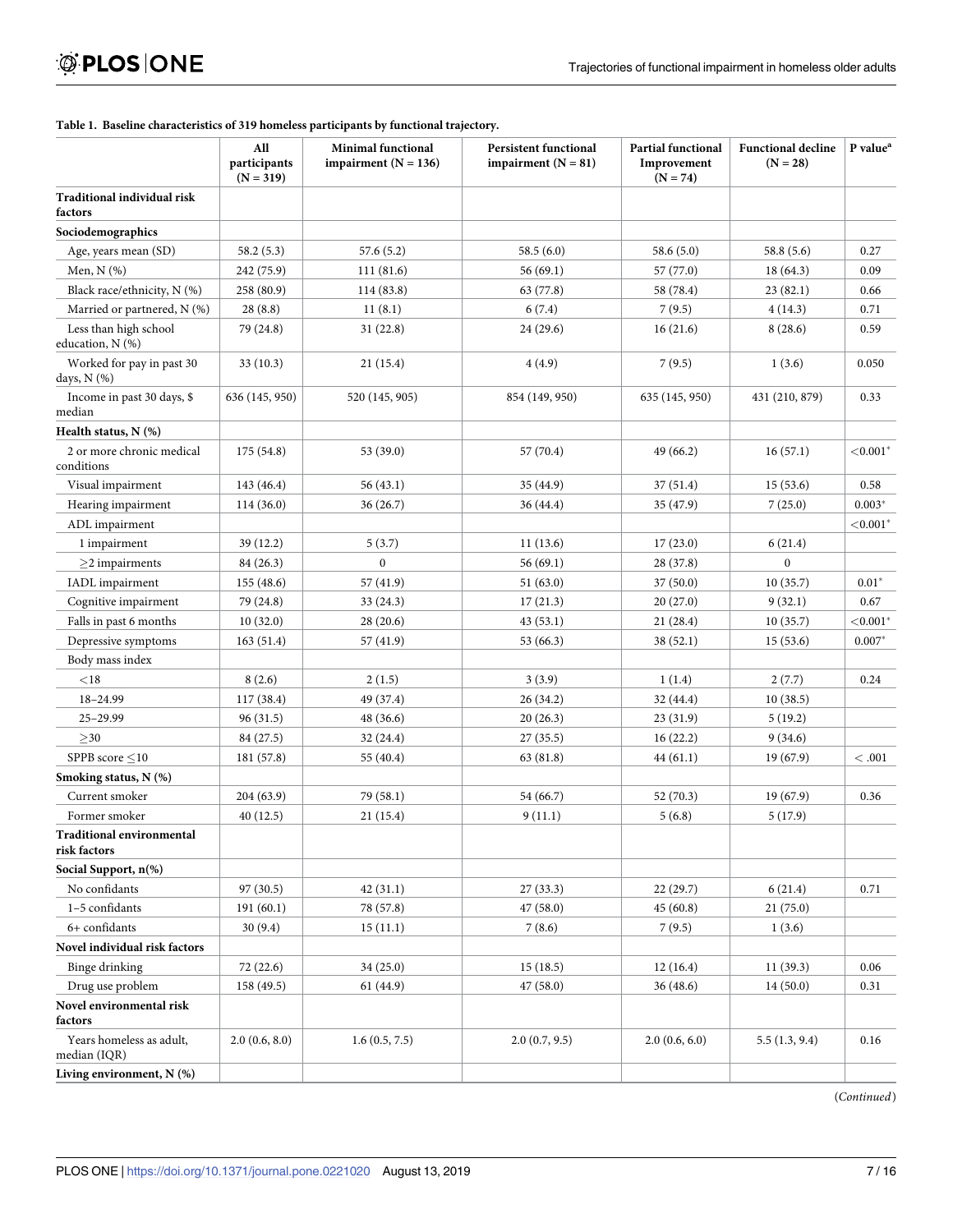**Table 1. Baseline characteristics of 319 homeless participants by functional trajectory.**

| | All participants (N = 319) | Minimal functional impairment (N = 136) | Persistent functional impairment (N = 81) | Partial functional Improvement (N = 74) | Functional decline (N = 28) | P value[a] |
|---|---|---|---|---|---|---|
| **Traditional individual risk factors** | | | | | | |
| **Sociodemographics** | | | | | | |
| Age, years mean (SD) | 58.2 (5.3) | 57.6 (5.2) | 58.5 (6.0) | 58.6 (5.0) | 58.8 (5.6) | 0.27 |
| Men, N (%) | 242 (75.9) | 111 (81.6) | 56 (69.1) | 57 (77.0) | 18 (64.3) | 0.09 |
| Black race/ethnicity, N (%) | 258 (80.9) | 114 (83.8) | 63 (77.8) | 58 (78.4) | 23 (82.1) | 0.66 |
| Married or partnered, N (%) | 28 (8.8) | 11 (8.1) | 6 (7.4) | 7 (9.5) | 4 (14.3) | 0.71 |
| Less than high school education, N (%) | 79 (24.8) | 31 (22.8) | 24 (29.6) | 16 (21.6) | 8 (28.6) | 0.59 |
| Worked for pay in past 30 days, N (%) | 33 (10.3) | 21 (15.4) | 4 (4.9) | 7 (9.5) | 1 (3.6) | 0.050 |
| Income in past 30 days, $ median | 636 (145, 950) | 520 (145, 905) | 854 (149, 950) | 635 (145, 950) | 431 (210, 879) | 0.33 |
| **Health status, N (%)** | | | | | | |
| 2 or more chronic medical conditions | 175 (54.8) | 53 (39.0) | 57 (70.4) | 49 (66.2) | 16 (57.1) | <0.001* |
| Visual impairment | 143 (46.4) | 56 (43.1) | 35 (44.9) | 37 (51.4) | 15 (53.6) | 0.58 |
| Hearing impairment | 114 (36.0) | 36 (26.7) | 36 (44.4) | 35 (47.9) | 7 (25.0) | 0.003* |
| ADL impairment | | | | | | <0.001* |
| 1 impairment | 39 (12.2) | 5 (3.7) | 11 (13.6) | 17 (23.0) | 6 (21.4) | |
| ≥2 impairments | 84 (26.3) | 0 | 56 (69.1) | 28 (37.8) | 0 | |
| IADL impairment | 155 (48.6) | 57 (41.9) | 51 (63.0) | 37 (50.0) | 10 (35.7) | 0.01* |
| Cognitive impairment | 79 (24.8) | 33 (24.3) | 17 (21.3) | 20 (27.0) | 9 (32.1) | 0.67 |
| Falls in past 6 months | 10 (32.0) | 28 (20.6) | 43 (53.1) | 21 (28.4) | 10 (35.7) | <0.001* |
| Depressive symptoms | 163 (51.4) | 57 (41.9) | 53 (66.3) | 38 (52.1) | 15 (53.6) | 0.007* |
| Body mass index | | | | | | |
| <18 | 8 (2.6) | 2 (1.5) | 3 (3.9) | 1 (1.4) | 2 (7.7) | 0.24 |
| 18–24.99 | 117 (38.4) | 49 (37.4) | 26 (34.2) | 32 (44.4) | 10 (38.5) | |
| 25–29.99 | 96 (31.5) | 48 (36.6) | 20 (26.3) | 23 (31.9) | 5 (19.2) | |
| ≥30 | 84 (27.5) | 32 (24.4) | 27 (35.5) | 16 (22.2) | 9 (34.6) | |
| SPPB score ≤10 | 181 (57.8) | 55 (40.4) | 63 (81.8) | 44 (61.1) | 19 (67.9) | < .001 |
| **Smoking status, N (%)** | | | | | | |
| Current smoker | 204 (63.9) | 79 (58.1) | 54 (66.7) | 52 (70.3) | 19 (67.9) | 0.36 |
| Former smoker | 40 (12.5) | 21 (15.4) | 9 (11.1) | 5 (6.8) | 5 (17.9) | |
| **Traditional environmental risk factors** | | | | | | |
| **Social Support, n(%)** | | | | | | |
| No confidants | 97 (30.5) | 42 (31.1) | 27 (33.3) | 22 (29.7) | 6 (21.4) | 0.71 |
| 1–5 confidants | 191 (60.1) | 78 (57.8) | 47 (58.0) | 45 (60.8) | 21 (75.0) | |
| 6+ confidants | 30 (9.4) | 15 (11.1) | 7 (8.6) | 7 (9.5) | 1 (3.6) | |
| **Novel individual risk factors** | | | | | | |
| Binge drinking | 72 (22.6) | 34 (25.0) | 15 (18.5) | 12 (16.4) | 11 (39.3) | 0.06 |
| Drug use problem | 158 (49.5) | 61 (44.9) | 47 (58.0) | 36 (48.6) | 14 (50.0) | 0.31 |
| **Novel environmental risk factors** | | | | | | |
| Years homeless as adult, median (IQR) | 2.0 (0.6, 8.0) | 1.6 (0.5, 7.5) | 2.0 (0.7, 9.5) | 2.0 (0.6, 6.0) | 5.5 (1.3, 9.4) | 0.16 |
| **Living environment, N (%)** | | | | | | |

(*Continued*)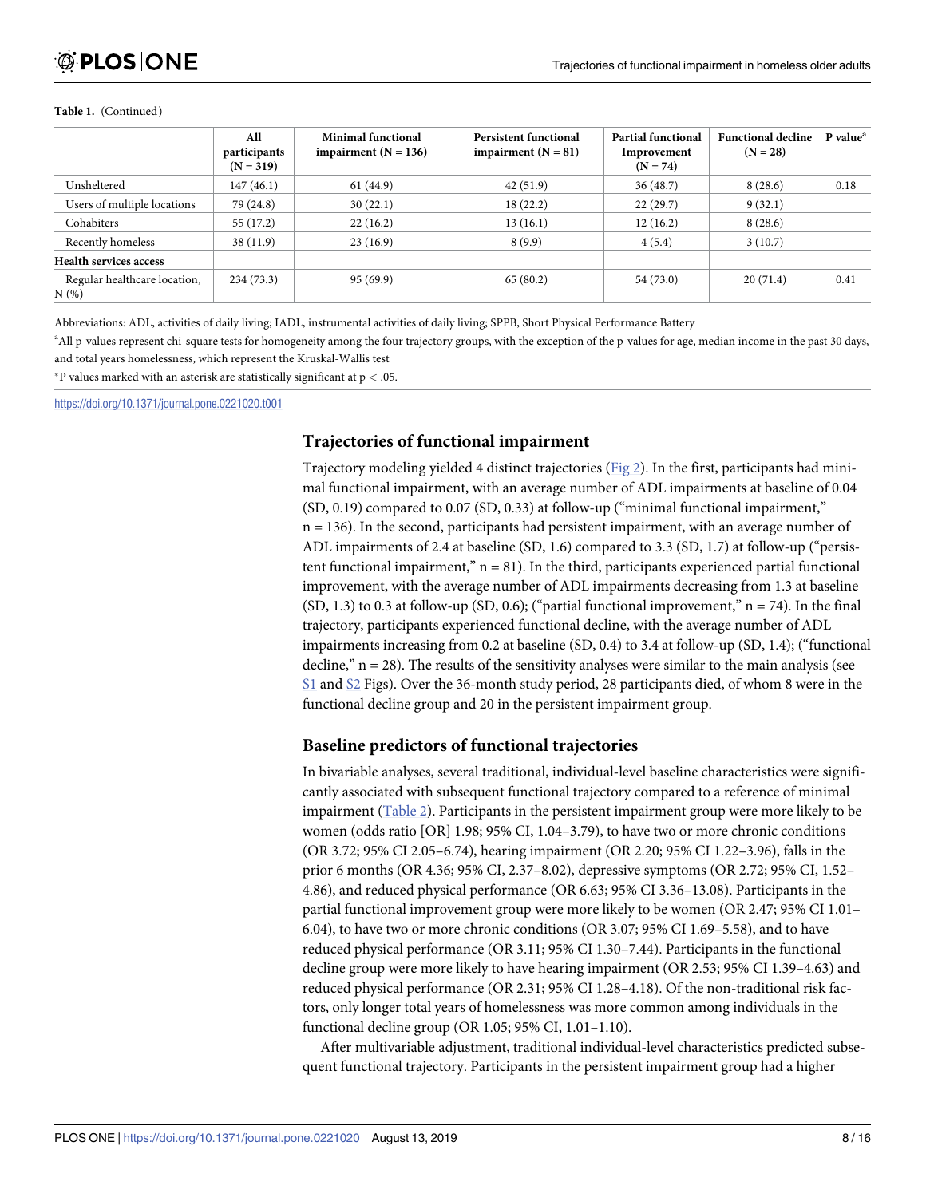**Table 1.** (Continued)

| | All participants (N = 319) | Minimal functional impairment (N = 136) | Persistent functional impairment (N = 81) | Partial functional Improvement (N = 74) | Functional decline (N = 28) | P value[a] |
|---|---|---|---|---|---|---|
| Unsheltered | 147 (46.1) | 61 (44.9) | 42 (51.9) | 36 (48.7) | 8 (28.6) | 0.18 |
| Users of multiple locations | 79 (24.8) | 30 (22.1) | 18 (22.2) | 22 (29.7) | 9 (32.1) | |
| Cohabiters | 55 (17.2) | 22 (16.2) | 13 (16.1) | 12 (16.2) | 8 (28.6) | |
| Recently homeless | 38 (11.9) | 23 (16.9) | 8 (9.9) | 4 (5.4) | 3 (10.7) | |
| **Health services access** | | | | | | |
| Regular healthcare location, N (%) | 234 (73.3) | 95 (69.9) | 65 (80.2) | 54 (73.0) | 20 (71.4) | 0.41 |

Abbreviations: ADL, activities of daily living; IADL, instrumental activities of daily living; SPPB, Short Physical Performance Battery

[a]All p-values represent chi-square tests for homogeneity among the four trajectory groups, with the exception of the p-values for age, median income in the past 30 days, and total years homelessness, which represent the Kruskal-Wallis test

*P values marked with an asterisk are statistically significant at $p < .05$.

https://doi.org/10.1371/journal.pone.0221020.t001

## Trajectories of functional impairment

Trajectory modeling yielded 4 distinct trajectories (Fig 2). In the first, participants had minimal functional impairment, with an average number of ADL impairments at baseline of 0.04 (SD, 0.19) compared to 0.07 (SD, 0.33) at follow-up ("minimal functional impairment," n = 136). In the second, participants had persistent impairment, with an average number of ADL impairments of 2.4 at baseline (SD, 1.6) compared to 3.3 (SD, 1.7) at follow-up ("persistent functional impairment," n = 81). In the third, participants experienced partial functional improvement, with the average number of ADL impairments decreasing from 1.3 at baseline (SD, 1.3) to 0.3 at follow-up (SD, 0.6); ("partial functional improvement," n = 74). In the final trajectory, participants experienced functional decline, with the average number of ADL impairments increasing from 0.2 at baseline (SD, 0.4) to 3.4 at follow-up (SD, 1.4); ("functional decline," n = 28). The results of the sensitivity analyses were similar to the main analysis (see S1 and S2 Figs). Over the 36-month study period, 28 participants died, of whom 8 were in the functional decline group and 20 in the persistent impairment group.

## Baseline predictors of functional trajectories

In bivariable analyses, several traditional, individual-level baseline characteristics were significantly associated with subsequent functional trajectory compared to a reference of minimal impairment (Table 2). Participants in the persistent impairment group were more likely to be women (odds ratio [OR] 1.98; 95% CI, 1.04–3.79), to have two or more chronic conditions (OR 3.72; 95% CI 2.05–6.74), hearing impairment (OR 2.20; 95% CI 1.22–3.96), falls in the prior 6 months (OR 4.36; 95% CI, 2.37–8.02), depressive symptoms (OR 2.72; 95% CI, 1.52–4.86), and reduced physical performance (OR 6.63; 95% CI 3.36–13.08). Participants in the partial functional improvement group were more likely to be women (OR 2.47; 95% CI 1.01–6.04), to have two or more chronic conditions (OR 3.07; 95% CI 1.69–5.58), and to have reduced physical performance (OR 3.11; 95% CI 1.30–7.44). Participants in the functional decline group were more likely to have hearing impairment (OR 2.53; 95% CI 1.39–4.63) and reduced physical performance (OR 2.31; 95% CI 1.28–4.18). Of the non-traditional risk factors, only longer total years of homelessness was more common among individuals in the functional decline group (OR 1.05; 95% CI, 1.01–1.10).

After multivariable adjustment, traditional individual-level characteristics predicted subsequent functional trajectory. Participants in the persistent impairment group had a higher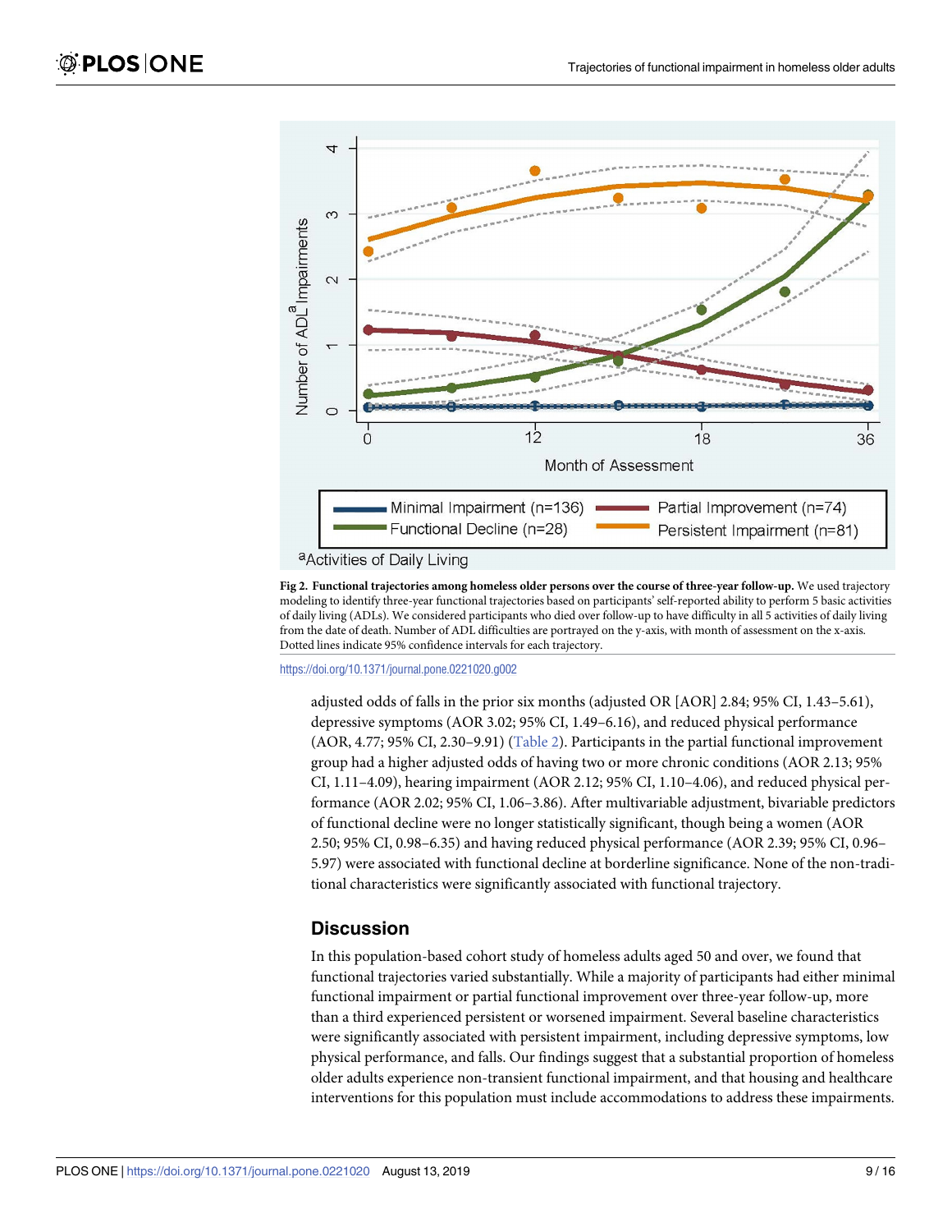Fig 2. **Functional trajectories among homeless older persons over the course of three-year follow-up.** We used trajectory modeling to identify three-year functional trajectories based on participants' self-reported ability to perform 5 basic activities of daily living (ADLs). We considered participants who died over follow-up to have difficulty in all 5 activities of daily living from the date of death. Number of ADL difficulties are portrayed on the y-axis, with month of assessment on the x-axis. Dotted lines indicate 95% confidence intervals for each trajectory.

https://doi.org/10.1371/journal.pone.0221020.g002

adjusted odds of falls in the prior six months (adjusted OR [AOR] 2.84; 95% CI, 1.43–5.61), depressive symptoms (AOR 3.02; 95% CI, 1.49–6.16), and reduced physical performance (AOR, 4.77; 95% CI, 2.30–9.91) (Table 2). Participants in the partial functional improvement group had a higher adjusted odds of having two or more chronic conditions (AOR 2.13; 95% CI, 1.11–4.09), hearing impairment (AOR 2.12; 95% CI, 1.10–4.06), and reduced physical performance (AOR 2.02; 95% CI, 1.06–3.86). After multivariable adjustment, bivariable predictors of functional decline were no longer statistically significant, though being a women (AOR 2.50; 95% CI, 0.98–6.35) and having reduced physical performance (AOR 2.39; 95% CI, 0.96–5.97) were associated with functional decline at borderline significance. None of the non-traditional characteristics were significantly associated with functional trajectory.

## Discussion

In this population-based cohort study of homeless adults aged 50 and over, we found that functional trajectories varied substantially. While a majority of participants had either minimal functional impairment or partial functional improvement over three-year follow-up, more than a third experienced persistent or worsened impairment. Several baseline characteristics were significantly associated with persistent impairment, including depressive symptoms, low physical performance, and falls. Our findings suggest that a substantial proportion of homeless older adults experience non-transient functional impairment, and that housing and healthcare interventions for this population must include accommodations to address these impairments.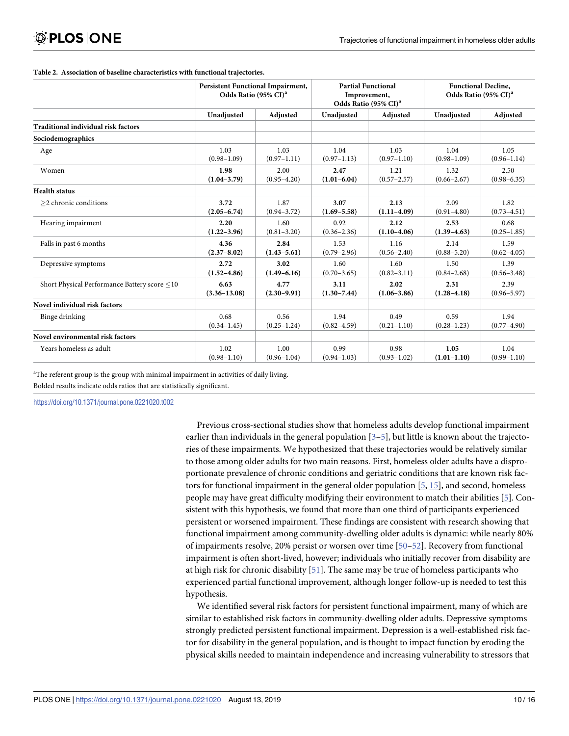**Table 2. Association of baseline characteristics with functional trajectories.**

| | Persistent Functional Impairment, Odds Ratio (95% CI)[a] | | Partial Functional Improvement, Odds Ratio (95% CI)[a] | | Functional Decline, Odds Ratio (95% CI)[a] | |
|---|---|---|---|---|---|---|
| | Unadjusted | Adjusted | Unadjusted | Adjusted | Unadjusted | Adjusted |
| **Traditional individual risk factors** | | | | | | |
| **Sociodemographics** | | | | | | |
| Age | 1.03 (0.98–1.09) | 1.03 (0.97–1.11) | 1.04 (0.97–1.13) | 1.03 (0.97–1.10) | 1.04 (0.98–1.09) | 1.05 (0.96–1.14) |
| Women | **1.98 (1.04–3.79)** | 2.00 (0.95–4.20) | **2.47 (1.01–6.04)** | 1.21 (0.57–2.57) | 1.32 (0.66–2.67) | 2.50 (0.98–6.35) |
| **Health status** | | | | | | |
| ≥2 chronic conditions | **3.72 (2.05–6.74)** | 1.87 (0.94–3.72) | **3.07 (1.69–5.58)** | **2.13 (1.11–4.09)** | 2.09 (0.91–4.80) | 1.82 (0.73–4.51) |
| Hearing impairment | **2.20 (1.22–3.96)** | 1.60 (0.81–3.20) | 0.92 (0.36–2.36) | **2.12 (1.10–4.06)** | **2.53 (1.39–4.63)** | 0.68 (0.25–1.85) |
| Falls in past 6 months | **4.36 (2.37–8.02)** | **2.84 (1.43–5.61)** | 1.53 (0.79–2.96) | 1.16 (0.56–2.40) | 2.14 (0.88–5.20) | 1.59 (0.62–4.05) |
| Depressive symptoms | **2.72 (1.52–4.86)** | **3.02 (1.49–6.16)** | 1.60 (0.70–3.65) | 1.60 (0.82–3.11) | 1.50 (0.84–2.68) | 1.39 (0.56–3.48) |
| Short Physical Performance Battery score ≤10 | **6.63 (3.36–13.08)** | **4.77 (2.30–9.91)** | **3.11 (1.30–7.44)** | **2.02 (1.06–3.86)** | **2.31 (1.28–4.18)** | 2.39 (0.96–5.97) |
| **Novel individual risk factors** | | | | | | |
| Binge drinking | 0.68 (0.34–1.45) | 0.56 (0.25–1.24) | 1.94 (0.82–4.59) | 0.49 (0.21–1.10) | 0.59 (0.28–1.23) | 1.94 (0.77–4.90) |
| **Novel environmental risk factors** | | | | | | |
| Years homeless as adult | 1.02 (0.98–1.10) | 1.00 (0.96–1.04) | 0.99 (0.94–1.03) | 0.98 (0.93–1.02) | **1.05 (1.01–1.10)** | 1.04 (0.99–1.10) |

[a]The referent group is the group with minimal impairment in activities of daily living.

Bolded results indicate odds ratios that are statistically significant.

https://doi.org/10.1371/journal.pone.0221020.t002

Previous cross-sectional studies show that homeless adults develop functional impairment earlier than individuals in the general population [3–5], but little is known about the trajectories of these impairments. We hypothesized that these trajectories would be relatively similar to those among older adults for two main reasons. First, homeless older adults have a disproportionate prevalence of chronic conditions and geriatric conditions that are known risk factors for functional impairment in the general older population [5, 15], and second, homeless people may have great difficulty modifying their environment to match their abilities [5]. Consistent with this hypothesis, we found that more than one third of participants experienced persistent or worsened impairment. These findings are consistent with research showing that functional impairment among community-dwelling older adults is dynamic: while nearly 80% of impairments resolve, 20% persist or worsen over time [50–52]. Recovery from functional impairment is often short-lived, however; individuals who initially recover from disability are at high risk for chronic disability [51]. The same may be true of homeless participants who experienced partial functional improvement, although longer follow-up is needed to test this hypothesis.

We identified several risk factors for persistent functional impairment, many of which are similar to established risk factors in community-dwelling older adults. Depressive symptoms strongly predicted persistent functional impairment. Depression is a well-established risk factor for disability in the general population, and is thought to impact function by eroding the physical skills needed to maintain independence and increasing vulnerability to stressors that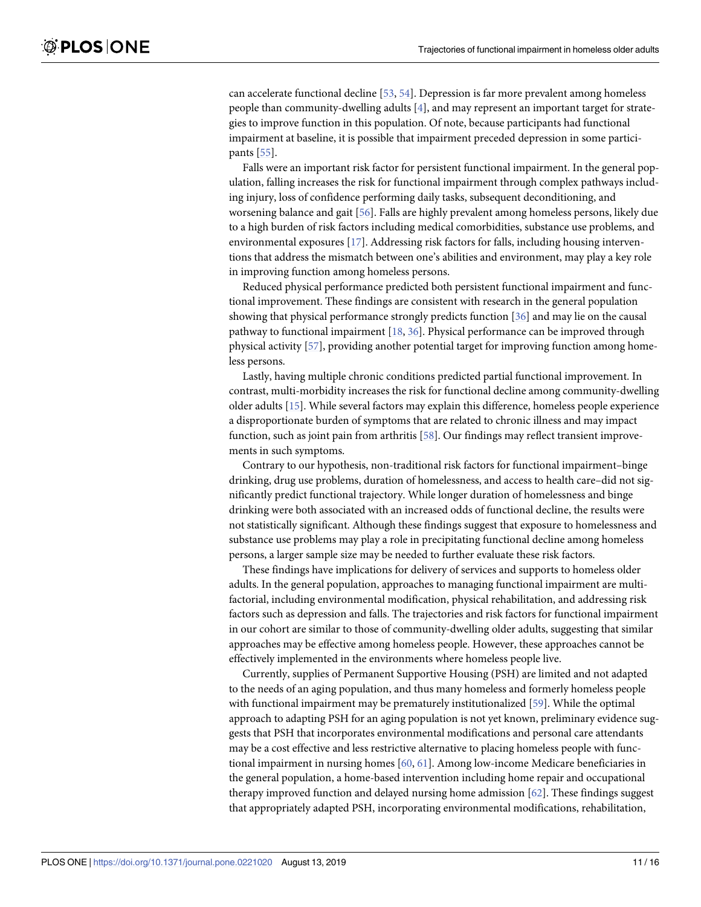can accelerate functional decline [53, 54]. Depression is far more prevalent among homeless people than community-dwelling adults [4], and may represent an important target for strategies to improve function in this population. Of note, because participants had functional impairment at baseline, it is possible that impairment preceded depression in some participants [55].

Falls were an important risk factor for persistent functional impairment. In the general population, falling increases the risk for functional impairment through complex pathways including injury, loss of confidence performing daily tasks, subsequent deconditioning, and worsening balance and gait [56]. Falls are highly prevalent among homeless persons, likely due to a high burden of risk factors including medical comorbidities, substance use problems, and environmental exposures [17]. Addressing risk factors for falls, including housing interventions that address the mismatch between one's abilities and environment, may play a key role in improving function among homeless persons.

Reduced physical performance predicted both persistent functional impairment and functional improvement. These findings are consistent with research in the general population showing that physical performance strongly predicts function [36] and may lie on the causal pathway to functional impairment [18, 36]. Physical performance can be improved through physical activity [57], providing another potential target for improving function among homeless persons.

Lastly, having multiple chronic conditions predicted partial functional improvement. In contrast, multi-morbidity increases the risk for functional decline among community-dwelling older adults [15]. While several factors may explain this difference, homeless people experience a disproportionate burden of symptoms that are related to chronic illness and may impact function, such as joint pain from arthritis [58]. Our findings may reflect transient improvements in such symptoms.

Contrary to our hypothesis, non-traditional risk factors for functional impairment–binge drinking, drug use problems, duration of homelessness, and access to health care–did not significantly predict functional trajectory. While longer duration of homelessness and binge drinking were both associated with an increased odds of functional decline, the results were not statistically significant. Although these findings suggest that exposure to homelessness and substance use problems may play a role in precipitating functional decline among homeless persons, a larger sample size may be needed to further evaluate these risk factors.

These findings have implications for delivery of services and supports to homeless older adults. In the general population, approaches to managing functional impairment are multifactorial, including environmental modification, physical rehabilitation, and addressing risk factors such as depression and falls. The trajectories and risk factors for functional impairment in our cohort are similar to those of community-dwelling older adults, suggesting that similar approaches may be effective among homeless people. However, these approaches cannot be effectively implemented in the environments where homeless people live.

Currently, supplies of Permanent Supportive Housing (PSH) are limited and not adapted to the needs of an aging population, and thus many homeless and formerly homeless people with functional impairment may be prematurely institutionalized [59]. While the optimal approach to adapting PSH for an aging population is not yet known, preliminary evidence suggests that PSH that incorporates environmental modifications and personal care attendants may be a cost effective and less restrictive alternative to placing homeless people with functional impairment in nursing homes [60, 61]. Among low-income Medicare beneficiaries in the general population, a home-based intervention including home repair and occupational therapy improved function and delayed nursing home admission [62]. These findings suggest that appropriately adapted PSH, incorporating environmental modifications, rehabilitation,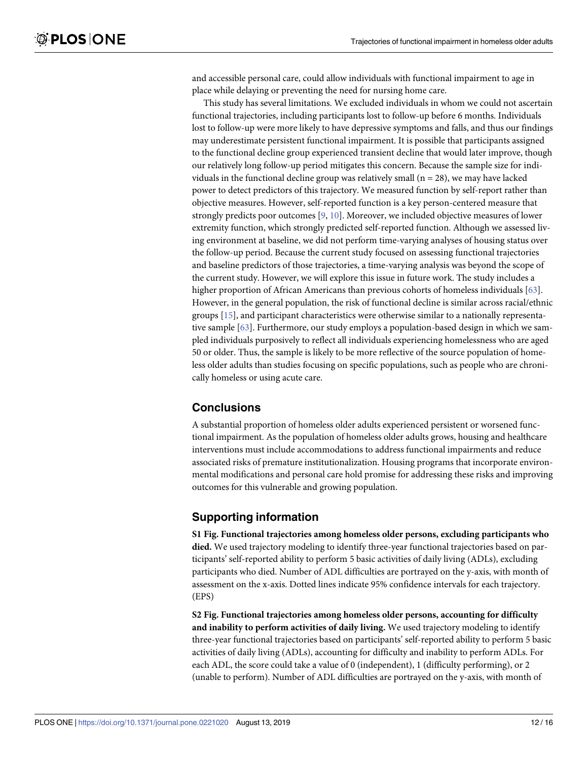and accessible personal care, could allow individuals with functional impairment to age in place while delaying or preventing the need for nursing home care.

This study has several limitations. We excluded individuals in whom we could not ascertain functional trajectories, including participants lost to follow-up before 6 months. Individuals lost to follow-up were more likely to have depressive symptoms and falls, and thus our findings may underestimate persistent functional impairment. It is possible that participants assigned to the functional decline group experienced transient decline that would later improve, though our relatively long follow-up period mitigates this concern. Because the sample size for individuals in the functional decline group was relatively small (n = 28), we may have lacked power to detect predictors of this trajectory. We measured function by self-report rather than objective measures. However, self-reported function is a key person-centered measure that strongly predicts poor outcomes [9, 10]. Moreover, we included objective measures of lower extremity function, which strongly predicted self-reported function. Although we assessed living environment at baseline, we did not perform time-varying analyses of housing status over the follow-up period. Because the current study focused on assessing functional trajectories and baseline predictors of those trajectories, a time-varying analysis was beyond the scope of the current study. However, we will explore this issue in future work. The study includes a higher proportion of African Americans than previous cohorts of homeless individuals [63]. However, in the general population, the risk of functional decline is similar across racial/ethnic groups [15], and participant characteristics were otherwise similar to a nationally representative sample [63]. Furthermore, our study employs a population-based design in which we sampled individuals purposively to reflect all individuals experiencing homelessness who are aged 50 or older. Thus, the sample is likely to be more reflective of the source population of homeless older adults than studies focusing on specific populations, such as people who are chronically homeless or using acute care.

## Conclusions

A substantial proportion of homeless older adults experienced persistent or worsened functional impairment. As the population of homeless older adults grows, housing and healthcare interventions must include accommodations to address functional impairments and reduce associated risks of premature institutionalization. Housing programs that incorporate environmental modifications and personal care hold promise for addressing these risks and improving outcomes for this vulnerable and growing population.

## Supporting information

**S1 Fig. Functional trajectories among homeless older persons, excluding participants who died.** We used trajectory modeling to identify three-year functional trajectories based on participants' self-reported ability to perform 5 basic activities of daily living (ADLs), excluding participants who died. Number of ADL difficulties are portrayed on the y-axis, with month of assessment on the x-axis. Dotted lines indicate 95% confidence intervals for each trajectory. (EPS)

**S2 Fig. Functional trajectories among homeless older persons, accounting for difficulty and inability to perform activities of daily living.** We used trajectory modeling to identify three-year functional trajectories based on participants' self-reported ability to perform 5 basic activities of daily living (ADLs), accounting for difficulty and inability to perform ADLs. For each ADL, the score could take a value of 0 (independent), 1 (difficulty performing), or 2 (unable to perform). Number of ADL difficulties are portrayed on the y-axis, with month of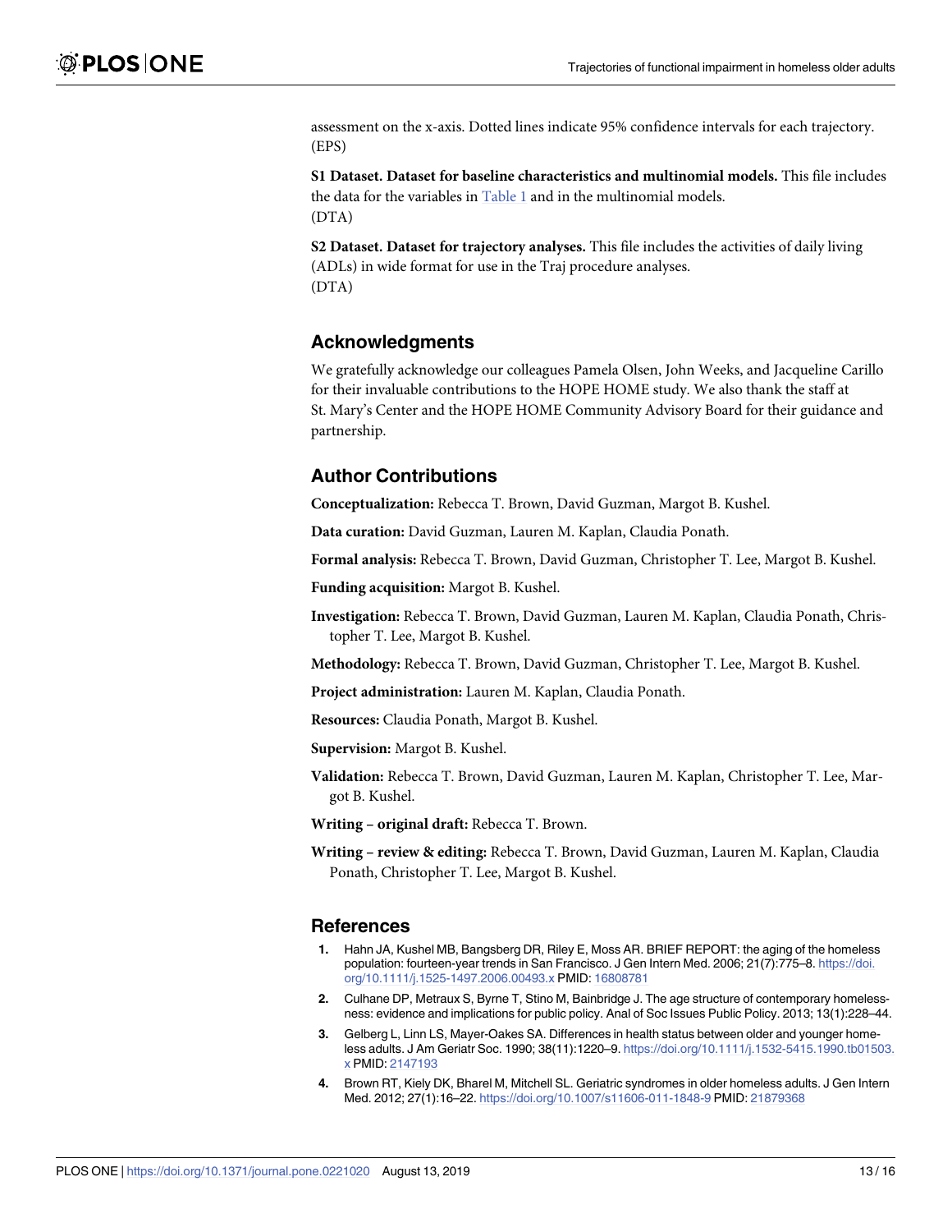assessment on the x-axis. Dotted lines indicate 95% confidence intervals for each trajectory. (EPS)

**S1 Dataset. Dataset for baseline characteristics and multinomial models.** This file includes the data for the variables in Table 1 and in the multinomial models.
(DTA)

**S2 Dataset. Dataset for trajectory analyses.** This file includes the activities of daily living (ADLs) in wide format for use in the Traj procedure analyses.
(DTA)

## Acknowledgments

We gratefully acknowledge our colleagues Pamela Olsen, John Weeks, and Jacqueline Carillo for their invaluable contributions to the HOPE HOME study. We also thank the staff at St. Mary's Center and the HOPE HOME Community Advisory Board for their guidance and partnership.

## Author Contributions

**Conceptualization:** Rebecca T. Brown, David Guzman, Margot B. Kushel.

**Data curation:** David Guzman, Lauren M. Kaplan, Claudia Ponath.

**Formal analysis:** Rebecca T. Brown, David Guzman, Christopher T. Lee, Margot B. Kushel.

**Funding acquisition:** Margot B. Kushel.

**Investigation:** Rebecca T. Brown, David Guzman, Lauren M. Kaplan, Claudia Ponath, Christopher T. Lee, Margot B. Kushel.

**Methodology:** Rebecca T. Brown, David Guzman, Christopher T. Lee, Margot B. Kushel.

**Project administration:** Lauren M. Kaplan, Claudia Ponath.

**Resources:** Claudia Ponath, Margot B. Kushel.

**Supervision:** Margot B. Kushel.

**Validation:** Rebecca T. Brown, David Guzman, Lauren M. Kaplan, Christopher T. Lee, Margot B. Kushel.

**Writing – original draft:** Rebecca T. Brown.

**Writing – review & editing:** Rebecca T. Brown, David Guzman, Lauren M. Kaplan, Claudia Ponath, Christopher T. Lee, Margot B. Kushel.

## References

1. Hahn JA, Kushel MB, Bangsberg DR, Riley E, Moss AR. BRIEF REPORT: the aging of the homeless population: fourteen-year trends in San Francisco. J Gen Intern Med. 2006; 21(7):775–8. https://doi.org/10.1111/j.1525-1497.2006.00493.x PMID: 16808781
2. Culhane DP, Metraux S, Byrne T, Stino M, Bainbridge J. The age structure of contemporary homelessness: evidence and implications for public policy. Anal of Soc Issues Public Policy. 2013; 13(1):228–44.
3. Gelberg L, Linn LS, Mayer-Oakes SA. Differences in health status between older and younger homeless adults. J Am Geriatr Soc. 1990; 38(11):1220–9. https://doi.org/10.1111/j.1532-5415.1990.tb01503.x PMID: 2147193
4. Brown RT, Kiely DK, Bharel M, Mitchell SL. Geriatric syndromes in older homeless adults. J Gen Intern Med. 2012; 27(1):16–22. https://doi.org/10.1007/s11606-011-1848-9 PMID: 21879368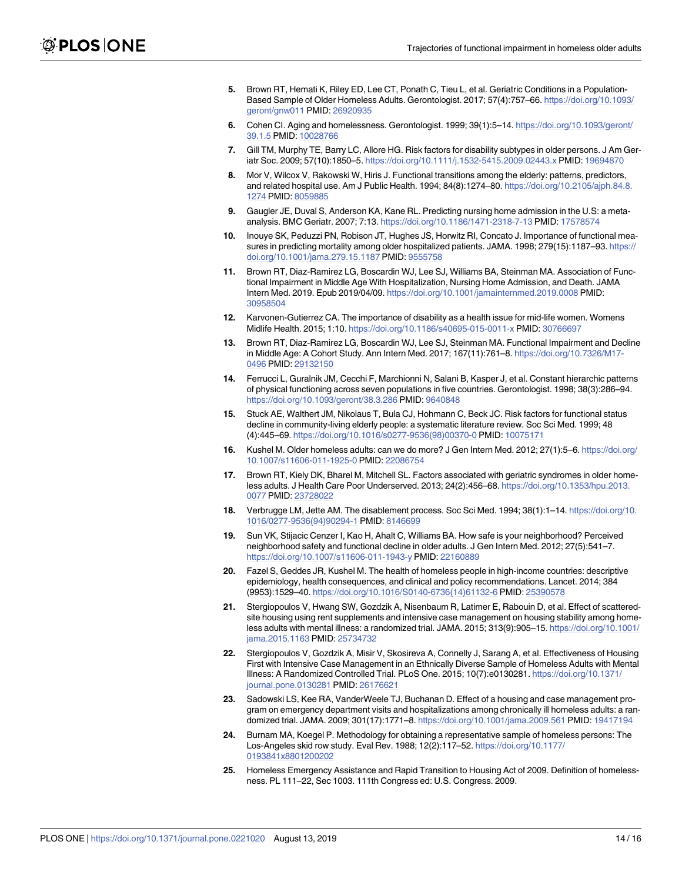5. Brown RT, Hemati K, Riley ED, Lee CT, Ponath C, Tieu L, et al. Geriatric Conditions in a Population-Based Sample of Older Homeless Adults. Gerontologist. 2017; 57(4):757–66. https://doi.org/10.1093/geront/gnw011 PMID: 26920935
6. Cohen CI. Aging and homelessness. Gerontologist. 1999; 39(1):5–14. https://doi.org/10.1093/geront/39.1.5 PMID: 10028766
7. Gill TM, Murphy TE, Barry LC, Allore HG. Risk factors for disability subtypes in older persons. J Am Geriatr Soc. 2009; 57(10):1850–5. https://doi.org/10.1111/j.1532-5415.2009.02443.x PMID: 19694870
8. Mor V, Wilcox V, Rakowski W, Hiris J. Functional transitions among the elderly: patterns, predictors, and related hospital use. Am J Public Health. 1994; 84(8):1274–80. https://doi.org/10.2105/ajph.84.8.1274 PMID: 8059885
9. Gaugler JE, Duval S, Anderson KA, Kane RL. Predicting nursing home admission in the U.S: a meta-analysis. BMC Geriatr. 2007; 7:13. https://doi.org/10.1186/1471-2318-7-13 PMID: 17578574
10. Inouye SK, Peduzzi PN, Robison JT, Hughes JS, Horwitz RI, Concato J. Importance of functional measures in predicting mortality among older hospitalized patients. JAMA. 1998; 279(15):1187–93. https://doi.org/10.1001/jama.279.15.1187 PMID: 9555758
11. Brown RT, Diaz-Ramirez LG, Boscardin WJ, Lee SJ, Williams BA, Steinman MA. Association of Functional Impairment in Middle Age With Hospitalization, Nursing Home Admission, and Death. JAMA Intern Med. 2019. Epub 2019/04/09. https://doi.org/10.1001/jamainternmed.2019.0008 PMID: 30958504
12. Karvonen-Gutierrez CA. The importance of disability as a health issue for mid-life women. Womens Midlife Health. 2015; 1:10. https://doi.org/10.1186/s40695-015-0011-x PMID: 30766697
13. Brown RT, Diaz-Ramirez LG, Boscardin WJ, Lee SJ, Steinman MA. Functional Impairment and Decline in Middle Age: A Cohort Study. Ann Intern Med. 2017; 167(11):761–8. https://doi.org/10.7326/M17-0496 PMID: 29132150
14. Ferrucci L, Guralnik JM, Cecchi F, Marchionni N, Salani B, Kasper J, et al. Constant hierarchic patterns of physical functioning across seven populations in five countries. Gerontologist. 1998; 38(3):286–94. https://doi.org/10.1093/geront/38.3.286 PMID: 9640848
15. Stuck AE, Walthert JM, Nikolaus T, Bula CJ, Hohmann C, Beck JC. Risk factors for functional status decline in community-living elderly people: a systematic literature review. Soc Sci Med. 1999; 48(4):445–69. https://doi.org/10.1016/s0277-9536(98)00370-0 PMID: 10075171
16. Kushel M. Older homeless adults: can we do more? J Gen Intern Med. 2012; 27(1):5–6. https://doi.org/10.1007/s11606-011-1925-0 PMID: 22086754
17. Brown RT, Kiely DK, Bharel M, Mitchell SL. Factors associated with geriatric syndromes in older homeless adults. J Health Care Poor Underserved. 2013; 24(2):456–68. https://doi.org/10.1353/hpu.2013.0077 PMID: 23728022
18. Verbrugge LM, Jette AM. The disablement process. Soc Sci Med. 1994; 38(1):1–14. https://doi.org/10.1016/0277-9536(94)90294-1 PMID: 8146699
19. Sun VK, Stijacic Cenzer I, Kao H, Ahalt C, Williams BA. How safe is your neighborhood? Perceived neighborhood safety and functional decline in older adults. J Gen Intern Med. 2012; 27(5):541–7. https://doi.org/10.1007/s11606-011-1943-y PMID: 22160889
20. Fazel S, Geddes JR, Kushel M. The health of homeless people in high-income countries: descriptive epidemiology, health consequences, and clinical and policy recommendations. Lancet. 2014; 384(9953):1529–40. https://doi.org/10.1016/S0140-6736(14)61132-6 PMID: 25390578
21. Stergiopoulos V, Hwang SW, Gozdzik A, Nisenbaum R, Latimer E, Rabouin D, et al. Effect of scattered-site housing using rent supplements and intensive case management on housing stability among homeless adults with mental illness: a randomized trial. JAMA. 2015; 313(9):905–15. https://doi.org/10.1001/jama.2015.1163 PMID: 25734732
22. Stergiopoulos V, Gozdzik A, Misir V, Skosireva A, Connelly J, Sarang A, et al. Effectiveness of Housing First with Intensive Case Management in an Ethnically Diverse Sample of Homeless Adults with Mental Illness: A Randomized Controlled Trial. PLoS One. 2015; 10(7):e0130281. https://doi.org/10.1371/journal.pone.0130281 PMID: 26176621
23. Sadowski LS, Kee RA, VanderWeele TJ, Buchanan D. Effect of a housing and case management program on emergency department visits and hospitalizations among chronically ill homeless adults: a randomized trial. JAMA. 2009; 301(17):1771–8. https://doi.org/10.1001/jama.2009.561 PMID: 19417194
24. Burnam MA, Koegel P. Methodology for obtaining a representative sample of homeless persons: The Los-Angeles skid row study. Eval Rev. 1988; 12(2):117–52. https://doi.org/10.1177/0193841x8801200202
25. Homeless Emergency Assistance and Rapid Transition to Housing Act of 2009. Definition of homelessness. PL 111–22, Sec 1003. 111th Congress ed: U.S. Congress. 2009.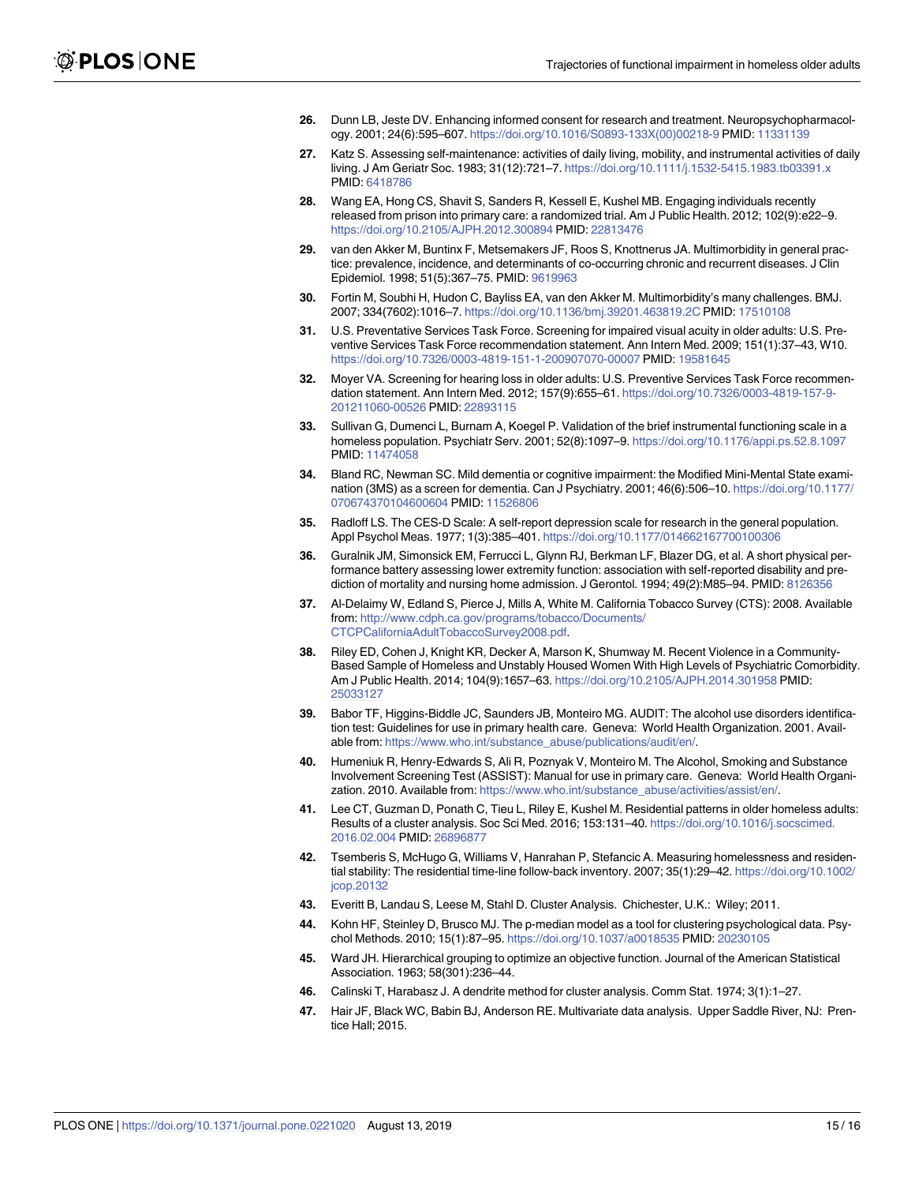26. Dunn LB, Jeste DV. Enhancing informed consent for research and treatment. Neuropsychopharmacology. 2001; 24(6):595–607. https://doi.org/10.1016/S0893-133X(00)00218-9 PMID: 11331139
27. Katz S. Assessing self-maintenance: activities of daily living, mobility, and instrumental activities of daily living. J Am Geriatr Soc. 1983; 31(12):721–7. https://doi.org/10.1111/j.1532-5415.1983.tb03391.x PMID: 6418786
28. Wang EA, Hong CS, Shavit S, Sanders R, Kessell E, Kushel MB. Engaging individuals recently released from prison into primary care: a randomized trial. Am J Public Health. 2012; 102(9):e22–9. https://doi.org/10.2105/AJPH.2012.300894 PMID: 22813476
29. van den Akker M, Buntinx F, Metsemakers JF, Roos S, Knottnerus JA. Multimorbidity in general practice: prevalence, incidence, and determinants of co-occurring chronic and recurrent diseases. J Clin Epidemiol. 1998; 51(5):367–75. PMID: 9619963
30. Fortin M, Soubhi H, Hudon C, Bayliss EA, van den Akker M. Multimorbidity's many challenges. BMJ. 2007; 334(7602):1016–7. https://doi.org/10.1136/bmj.39201.463819.2C PMID: 17510108
31. U.S. Preventative Services Task Force. Screening for impaired visual acuity in older adults: U.S. Preventive Services Task Force recommendation statement. Ann Intern Med. 2009; 151(1):37–43, W10. https://doi.org/10.7326/0003-4819-151-1-200907070-00007 PMID: 19581645
32. Moyer VA. Screening for hearing loss in older adults: U.S. Preventive Services Task Force recommendation statement. Ann Intern Med. 2012; 157(9):655–61. https://doi.org/10.7326/0003-4819-157-9-201211060-00526 PMID: 22893115
33. Sullivan G, Dumenci L, Burnam A, Koegel P. Validation of the brief instrumental functioning scale in a homeless population. Psychiatr Serv. 2001; 52(8):1097–9. https://doi.org/10.1176/appi.ps.52.8.1097 PMID: 11474058
34. Bland RC, Newman SC. Mild dementia or cognitive impairment: the Modified Mini-Mental State examination (3MS) as a screen for dementia. Can J Psychiatry. 2001; 46(6):506–10. https://doi.org/10.1177/070674370104600604 PMID: 11526806
35. Radloff LS. The CES-D Scale: A self-report depression scale for research in the general population. Appl Psychol Meas. 1977; 1(3):385–401. https://doi.org/10.1177/014662167700100306
36. Guralnik JM, Simonsick EM, Ferrucci L, Glynn RJ, Berkman LF, Blazer DG, et al. A short physical performance battery assessing lower extremity function: association with self-reported disability and prediction of mortality and nursing home admission. J Gerontol. 1994; 49(2):M85–94. PMID: 8126356
37. Al-Delaimy W, Edland S, Pierce J, Mills A, White M. California Tobacco Survey (CTS): 2008. Available from: http://www.cdph.ca.gov/programs/tobacco/Documents/CTCPCaliforniaAdultTobaccoSurvey2008.pdf.
38. Riley ED, Cohen J, Knight KR, Decker A, Marson K, Shumway M. Recent Violence in a Community-Based Sample of Homeless and Unstably Housed Women With High Levels of Psychiatric Comorbidity. Am J Public Health. 2014; 104(9):1657–63. https://doi.org/10.2105/AJPH.2014.301958 PMID: 25033127
39. Babor TF, Higgins-Biddle JC, Saunders JB, Monteiro MG. AUDIT: The alcohol use disorders identification test: Guidelines for use in primary health care. Geneva: World Health Organization. 2001. Available from: https://www.who.int/substance_abuse/publications/audit/en/.
40. Humeniuk R, Henry-Edwards S, Ali R, Poznyak V, Monteiro M. The Alcohol, Smoking and Substance Involvement Screening Test (ASSIST): Manual for use in primary care. Geneva: World Health Organization. 2010. Available from: https://www.who.int/substance_abuse/activities/assist/en/.
41. Lee CT, Guzman D, Ponath C, Tieu L, Riley E, Kushel M. Residential patterns in older homeless adults: Results of a cluster analysis. Soc Sci Med. 2016; 153:131–40. https://doi.org/10.1016/j.socscimed.2016.02.004 PMID: 26896877
42. Tsemberis S, McHugo G, Williams V, Hanrahan P, Stefancic A. Measuring homelessness and residential stability: The residential time-line follow-back inventory. 2007; 35(1):29–42. https://doi.org/10.1002/jcop.20132
43. Everitt B, Landau S, Leese M, Stahl D. Cluster Analysis. Chichester, U.K.: Wiley; 2011.
44. Kohn HF, Steinley D, Brusco MJ. The p-median model as a tool for clustering psychological data. Psychol Methods. 2010; 15(1):87–95. https://doi.org/10.1037/a0018535 PMID: 20230105
45. Ward JH. Hierarchical grouping to optimize an objective function. Journal of the American Statistical Association. 1963; 58(301):236–44.
46. Calinski T, Harabasz J. A dendrite method for cluster analysis. Comm Stat. 1974; 3(1):1–27.
47. Hair JF, Black WC, Babin BJ, Anderson RE. Multivariate data analysis. Upper Saddle River, NJ: Prentice Hall; 2015.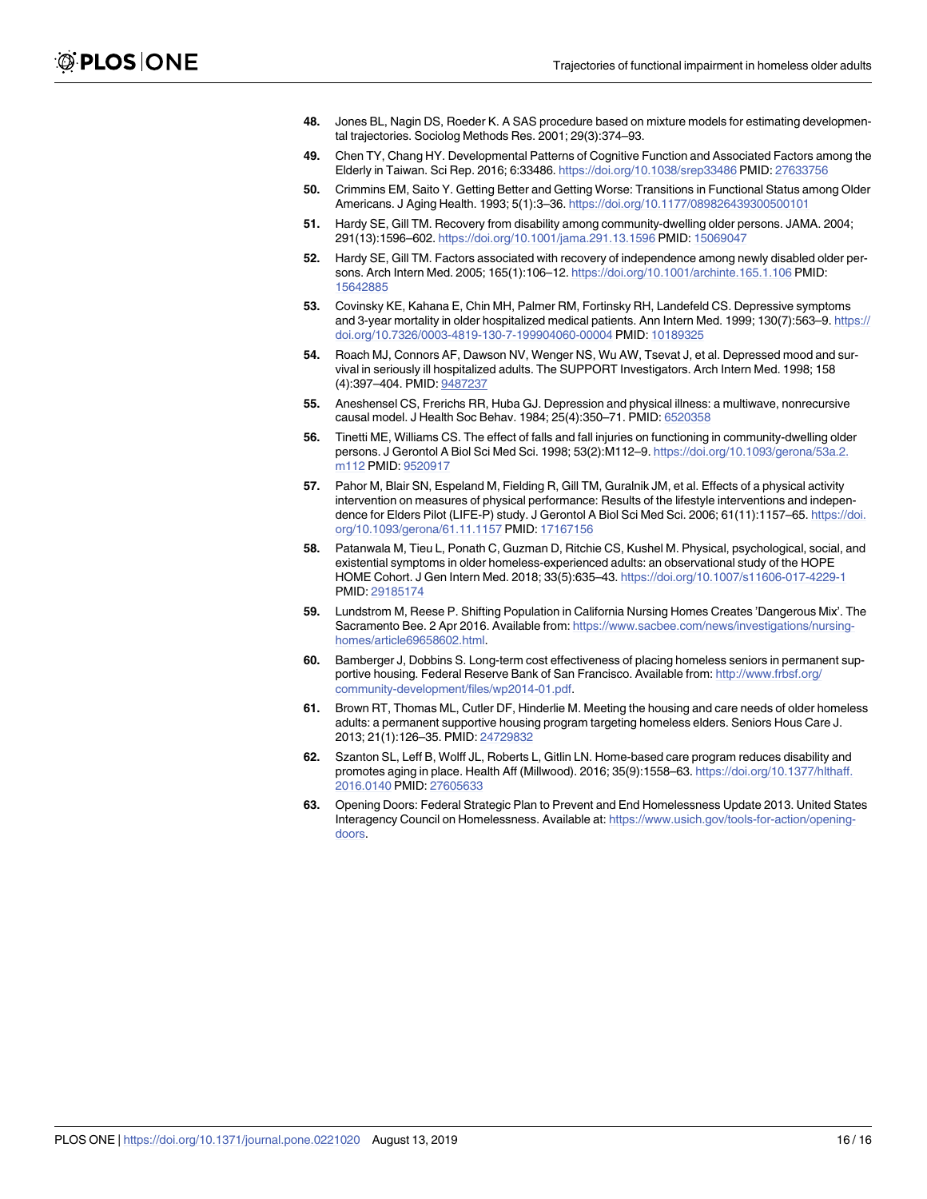48. Jones BL, Nagin DS, Roeder K. A SAS procedure based on mixture models for estimating developmental trajectories. Sociolog Methods Res. 2001; 29(3):374–93.

49. Chen TY, Chang HY. Developmental Patterns of Cognitive Function and Associated Factors among the Elderly in Taiwan. Sci Rep. 2016; 6:33486. https://doi.org/10.1038/srep33486 PMID: 27633756

50. Crimmins EM, Saito Y. Getting Better and Getting Worse: Transitions in Functional Status among Older Americans. J Aging Health. 1993; 5(1):3–36. https://doi.org/10.1177/089826439300500101

51. Hardy SE, Gill TM. Recovery from disability among community-dwelling older persons. JAMA. 2004; 291(13):1596–602. https://doi.org/10.1001/jama.291.13.1596 PMID: 15069047

52. Hardy SE, Gill TM. Factors associated with recovery of independence among newly disabled older persons. Arch Intern Med. 2005; 165(1):106–12. https://doi.org/10.1001/archinte.165.1.106 PMID: 15642885

53. Covinsky KE, Kahana E, Chin MH, Palmer RM, Fortinsky RH, Landefeld CS. Depressive symptoms and 3-year mortality in older hospitalized medical patients. Ann Intern Med. 1999; 130(7):563–9. https://doi.org/10.7326/0003-4819-130-7-199904060-00004 PMID: 10189325

54. Roach MJ, Connors AF, Dawson NV, Wenger NS, Wu AW, Tsevat J, et al. Depressed mood and survival in seriously ill hospitalized adults. The SUPPORT Investigators. Arch Intern Med. 1998; 158 (4):397–404. PMID: 9487237

55. Aneshensel CS, Frerichs RR, Huba GJ. Depression and physical illness: a multiwave, nonrecursive causal model. J Health Soc Behav. 1984; 25(4):350–71. PMID: 6520358

56. Tinetti ME, Williams CS. The effect of falls and fall injuries on functioning in community-dwelling older persons. J Gerontol A Biol Sci Med Sci. 1998; 53(2):M112–9. https://doi.org/10.1093/gerona/53a.2.m112 PMID: 9520917

57. Pahor M, Blair SN, Espeland M, Fielding R, Gill TM, Guralnik JM, et al. Effects of a physical activity intervention on measures of physical performance: Results of the lifestyle interventions and independence for Elders Pilot (LIFE-P) study. J Gerontol A Biol Sci Med Sci. 2006; 61(11):1157–65. https://doi.org/10.1093/gerona/61.11.1157 PMID: 17167156

58. Patanwala M, Tieu L, Ponath C, Guzman D, Ritchie CS, Kushel M. Physical, psychological, social, and existential symptoms in older homeless-experienced adults: an observational study of the HOPE HOME Cohort. J Gen Intern Med. 2018; 33(5):635–43. https://doi.org/10.1007/s11606-017-4229-1 PMID: 29185174

59. Lundstrom M, Reese P. Shifting Population in California Nursing Homes Creates 'Dangerous Mix'. The Sacramento Bee. 2 Apr 2016. Available from: https://www.sacbee.com/news/investigations/nursing-homes/article69658602.html.

60. Bamberger J, Dobbins S. Long-term cost effectiveness of placing homeless seniors in permanent supportive housing. Federal Reserve Bank of San Francisco. Available from: http://www.frbsf.org/community-development/files/wp2014-01.pdf.

61. Brown RT, Thomas ML, Cutler DF, Hinderlie M. Meeting the housing and care needs of older homeless adults: a permanent supportive housing program targeting homeless elders. Seniors Hous Care J. 2013; 21(1):126–35. PMID: 24729832

62. Szanton SL, Leff B, Wolff JL, Roberts L, Gitlin LN. Home-based care program reduces disability and promotes aging in place. Health Aff (Millwood). 2016; 35(9):1558–63. https://doi.org/10.1377/hlthaff.2016.0140 PMID: 27605633

63. Opening Doors: Federal Strategic Plan to Prevent and End Homelessness Update 2013. United States Interagency Council on Homelessness. Available at: https://www.usich.gov/tools-for-action/opening-doors.